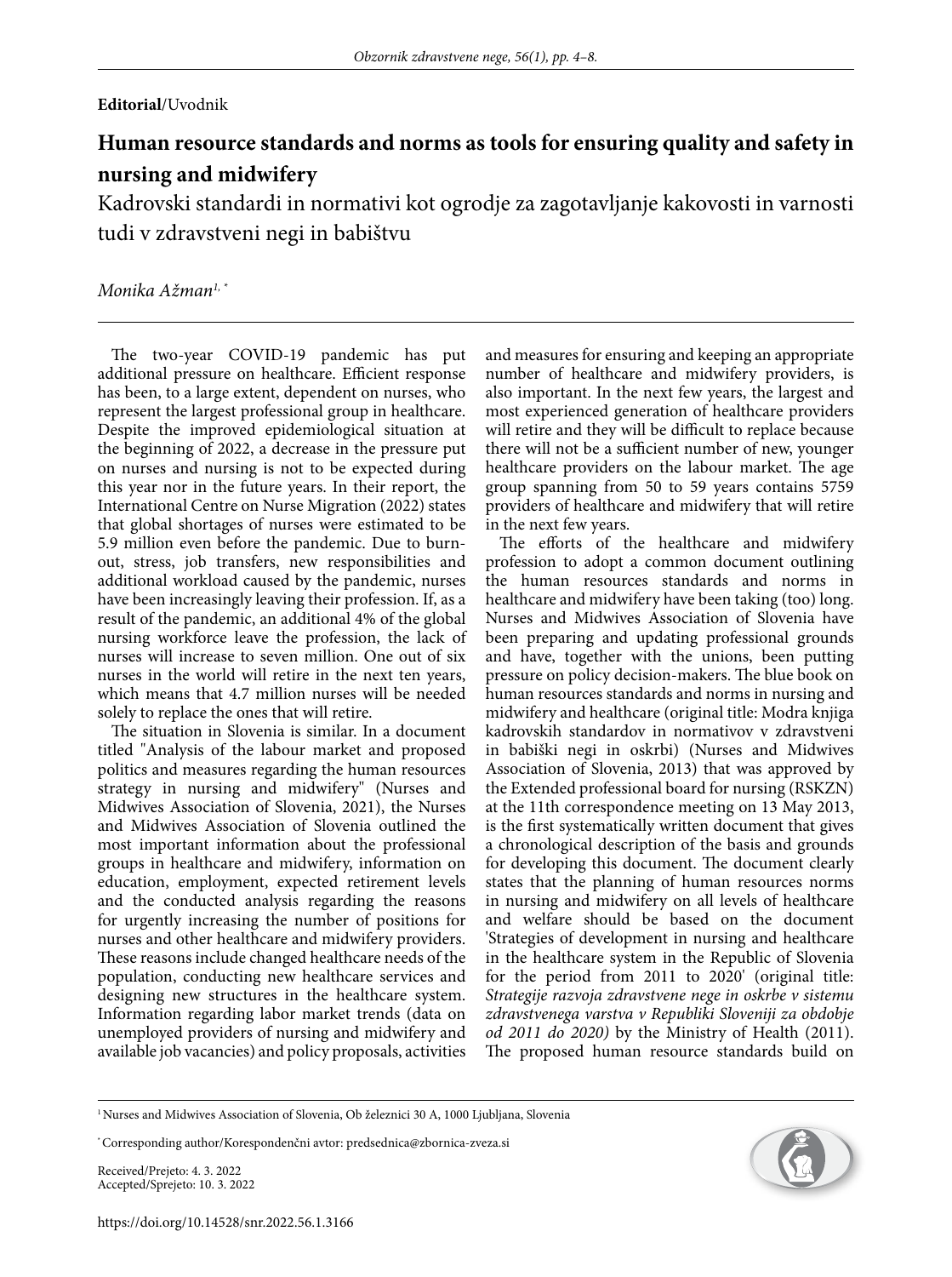**Editorial**/Uvodnik

# Human resource standards and norms as tools for ensuring quality and safety in nursing and midwifery

## Kadrovski standardi in normativi kot ogrodje za zagotavljanje kakovosti in varnosti tudi v zdravstveni negi in babištvu

*Monika Ažman*[1, *]

The two-year COVID-19 pandemic has put additional pressure on healthcare. Efficient response has been, to a large extent, dependent on nurses, who represent the largest professional group in healthcare. Despite the improved epidemiological situation at the beginning of 2022, a decrease in the pressure put on nurses and nursing is not to be expected during this year nor in the future years. In their report, the International Centre on Nurse Migration (2022) states that global shortages of nurses were estimated to be 5.9 million even before the pandemic. Due to burn-out, stress, job transfers, new responsibilities and additional workload caused by the pandemic, nurses have been increasingly leaving their profession. If, as a result of the pandemic, an additional 4% of the global nursing workforce leave the profession, the lack of nurses will increase to seven million. One out of six nurses in the world will retire in the next ten years, which means that 4.7 million nurses will be needed solely to replace the ones that will retire.

The situation in Slovenia is similar. In a document titled "Analysis of the labour market and proposed politics and measures regarding the human resources strategy in nursing and midwifery" (Nurses and Midwives Association of Slovenia, 2021), the Nurses and Midwives Association of Slovenia outlined the most important information about the professional groups in healthcare and midwifery, information on education, employment, expected retirement levels and the conducted analysis regarding the reasons for urgently increasing the number of positions for nurses and other healthcare and midwifery providers. These reasons include changed healthcare needs of the population, conducting new healthcare services and designing new structures in the healthcare system. Information regarding labor market trends (data on unemployed providers of nursing and midwifery and available job vacancies) and policy proposals, activities and measures for ensuring and keeping an appropriate number of healthcare and midwifery providers, is also important. In the next few years, the largest and most experienced generation of healthcare providers will retire and they will be difficult to replace because there will not be a sufficient number of new, younger healthcare providers on the labour market. The age group spanning from 50 to 59 years contains 5759 providers of healthcare and midwifery that will retire in the next few years.

The efforts of the healthcare and midwifery profession to adopt a common document outlining the human resources standards and norms in healthcare and midwifery have been taking (too) long. Nurses and Midwives Association of Slovenia have been preparing and updating professional grounds and have, together with the unions, been putting pressure on policy decision-makers. The blue book on human resources standards and norms in nursing and midwifery and healthcare (original title: Modra knjiga kadrovskih standardov in normativov v zdravstveni in babiški negi in oskrbi) (Nurses and Midwives Association of Slovenia, 2013) that was approved by the Extended professional board for nursing (RSKZN) at the 11th correspondence meeting on 13 May 2013, is the first systematically written document that gives a chronological description of the basis and grounds for developing this document. The document clearly states that the planning of human resources norms in nursing and midwifery on all levels of healthcare and welfare should be based on the document 'Strategies of development in nursing and healthcare in the healthcare system in the Republic of Slovenia for the period from 2011 to 2020' (original title: *Strategije razvoja zdravstvene nege in oskrbe v sistemu zdravstvenega varstva v Republiki Sloveniji za obdobje od 2011 do 2020)* by the Ministry of Health (2011). The proposed human resource standards build on

[1] Nurses and Midwives Association of Slovenia, Ob železnici 30 A, 1000 Ljubljana, Slovenia

[*] Corresponding author/Korespondenčni avtor: predsednica@zbornica-zveza.si

Received/Prejeto: 4. 3. 2022
Accepted/Sprejeto: 10. 3. 2022

https://doi.org/10.14528/snr.2022.56.1.3166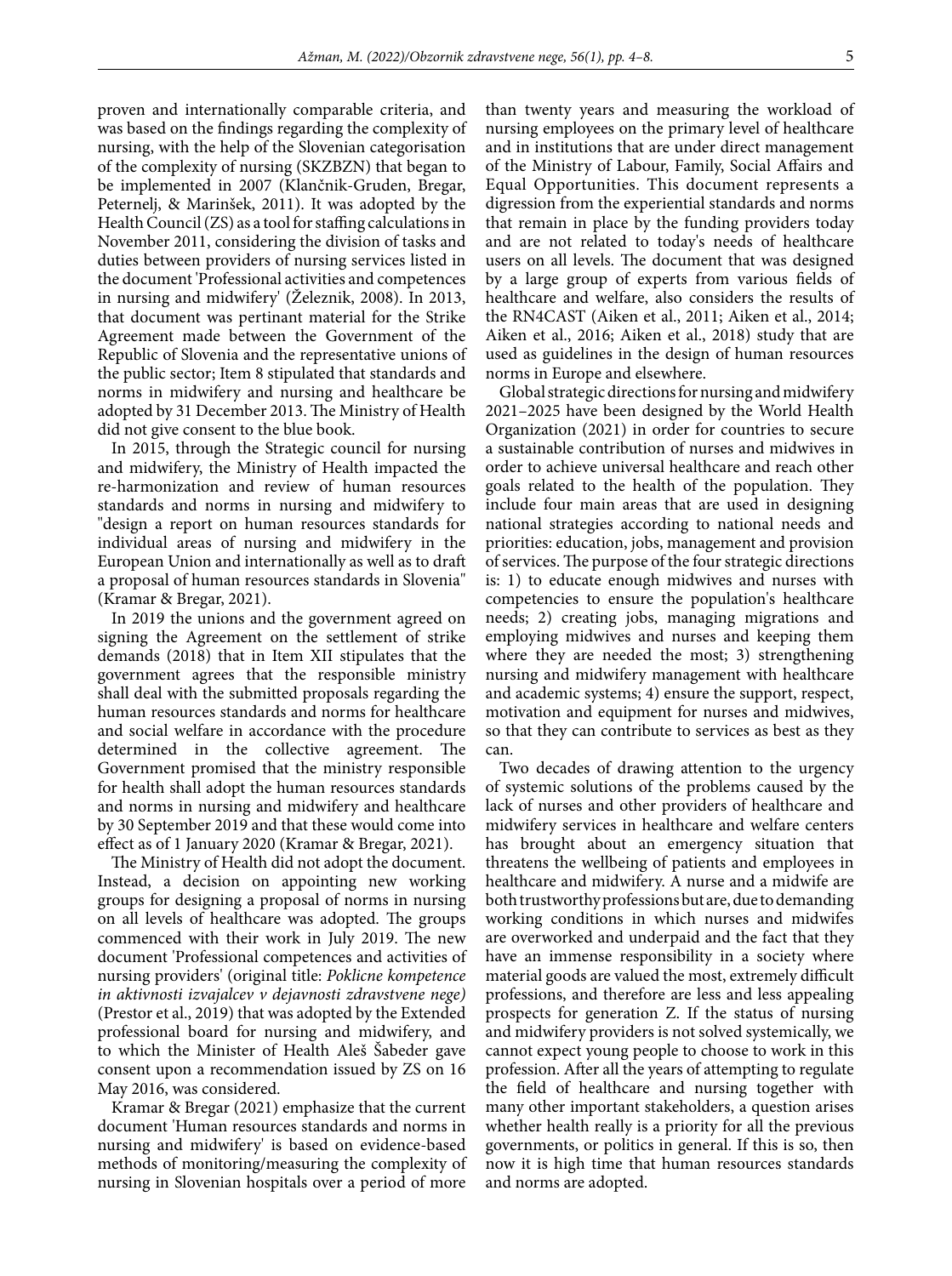proven and internationally comparable criteria, and was based on the findings regarding the complexity of nursing, with the help of the Slovenian categorisation of the complexity of nursing (SKZBZN) that began to be implemented in 2007 (Klančnik-Gruden, Bregar, Peternelj, & Marinšek, 2011). It was adopted by the Health Council (ZS) as a tool for staffing calculations in November 2011, considering the division of tasks and duties between providers of nursing services listed in the document 'Professional activities and competences in nursing and midwifery' (Železnik, 2008). In 2013, that document was pertinant material for the Strike Agreement made between the Government of the Republic of Slovenia and the representative unions of the public sector; Item 8 stipulated that standards and norms in midwifery and nursing and healthcare be adopted by 31 December 2013. The Ministry of Health did not give consent to the blue book.

In 2015, through the Strategic council for nursing and midwifery, the Ministry of Health impacted the re-harmonization and review of human resources standards and norms in nursing and midwifery to "design a report on human resources standards for individual areas of nursing and midwifery in the European Union and internationally as well as to draft a proposal of human resources standards in Slovenia" (Kramar & Bregar, 2021).

In 2019 the unions and the government agreed on signing the Agreement on the settlement of strike demands (2018) that in Item XII stipulates that the government agrees that the responsible ministry shall deal with the submitted proposals regarding the human resources standards and norms for healthcare and social welfare in accordance with the procedure determined in the collective agreement. The Government promised that the ministry responsible for health shall adopt the human resources standards and norms in nursing and midwifery and healthcare by 30 September 2019 and that these would come into effect as of 1 January 2020 (Kramar & Bregar, 2021).

The Ministry of Health did not adopt the document. Instead, a decision on appointing new working groups for designing a proposal of norms in nursing on all levels of healthcare was adopted. The groups commenced with their work in July 2019. The new document 'Professional competences and activities of nursing providers' (original title: *Poklicne kompetence in aktivnosti izvajalcev v dejavnosti zdravstvene nege)* (Prestor et al., 2019) that was adopted by the Extended professional board for nursing and midwifery, and to which the Minister of Health Aleš Šabeder gave consent upon a recommendation issued by ZS on 16 May 2016, was considered.

Kramar & Bregar (2021) emphasize that the current document 'Human resources standards and norms in nursing and midwifery' is based on evidence-based methods of monitoring/measuring the complexity of nursing in Slovenian hospitals over a period of more than twenty years and measuring the workload of nursing employees on the primary level of healthcare and in institutions that are under direct management of the Ministry of Labour, Family, Social Affairs and Equal Opportunities. This document represents a digression from the experiential standards and norms that remain in place by the funding providers today and are not related to today's needs of healthcare users on all levels. The document that was designed by a large group of experts from various fields of healthcare and welfare, also considers the results of the RN4CAST (Aiken et al., 2011; Aiken et al., 2014; Aiken et al., 2016; Aiken et al., 2018) study that are used as guidelines in the design of human resources norms in Europe and elsewhere.

Global strategic directions for nursing and midwifery 2021–2025 have been designed by the World Health Organization (2021) in order for countries to secure a sustainable contribution of nurses and midwives in order to achieve universal healthcare and reach other goals related to the health of the population. They include four main areas that are used in designing national strategies according to national needs and priorities: education, jobs, management and provision of services. The purpose of the four strategic directions is: 1) to educate enough midwives and nurses with competencies to ensure the population's healthcare needs; 2) creating jobs, managing migrations and employing midwives and nurses and keeping them where they are needed the most; 3) strengthening nursing and midwifery management with healthcare and academic systems; 4) ensure the support, respect, motivation and equipment for nurses and midwives, so that they can contribute to services as best as they can.

Two decades of drawing attention to the urgency of systemic solutions of the problems caused by the lack of nurses and other providers of healthcare and midwifery services in healthcare and welfare centers has brought about an emergency situation that threatens the wellbeing of patients and employees in healthcare and midwifery. A nurse and a midwife are both trustworthy professions but are, due to demanding working conditions in which nurses and midwifes are overworked and underpaid and the fact that they have an immense responsibility in a society where material goods are valued the most, extremely difficult professions, and therefore are less and less appealing prospects for generation Z. If the status of nursing and midwifery providers is not solved systemically, we cannot expect young people to choose to work in this profession. After all the years of attempting to regulate the field of healthcare and nursing together with many other important stakeholders, a question arises whether health really is a priority for all the previous governments, or politics in general. If this is so, then now it is high time that human resources standards and norms are adopted.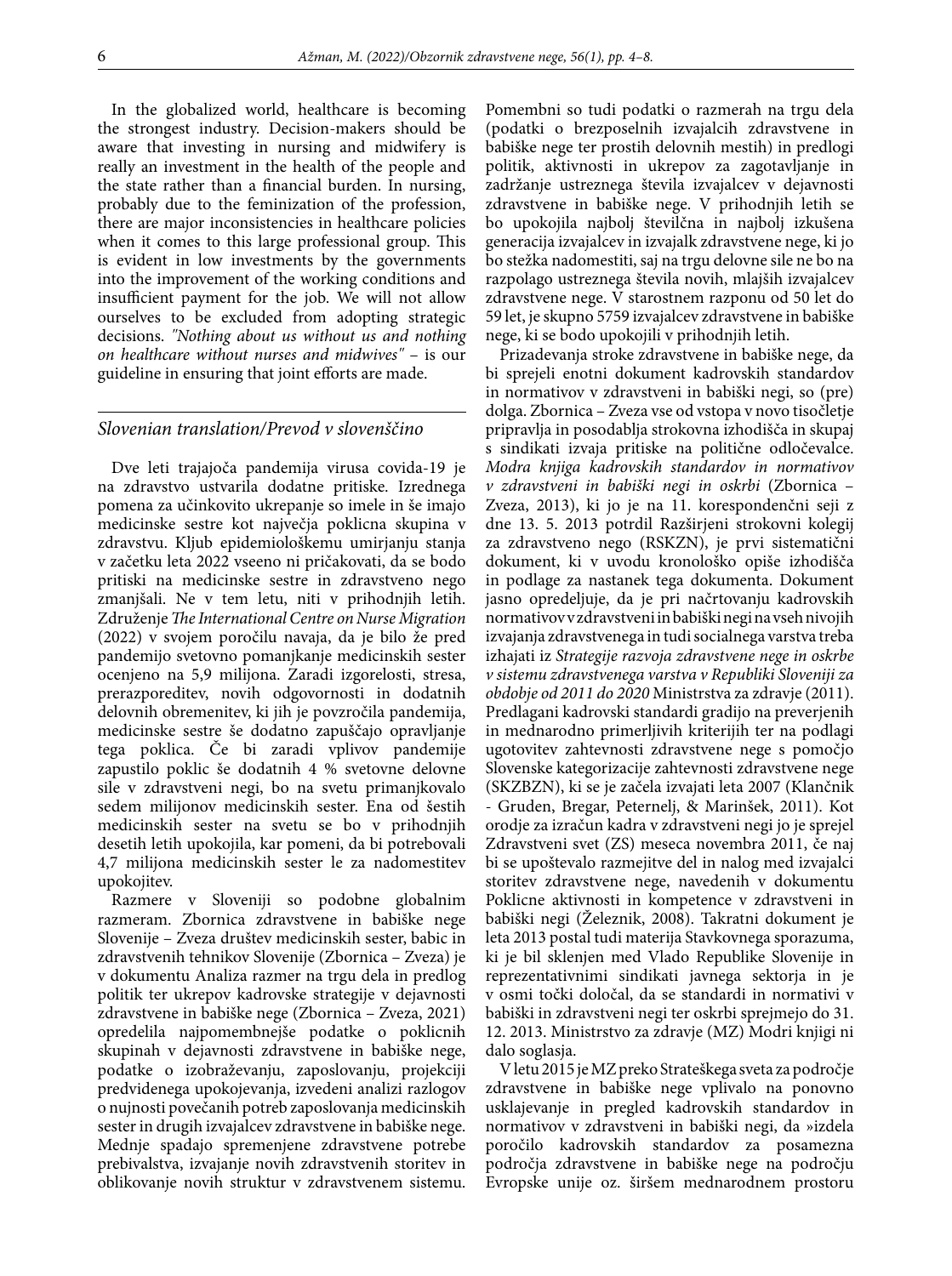In the globalized world, healthcare is becoming the strongest industry. Decision-makers should be aware that investing in nursing and midwifery is really an investment in the health of the people and the state rather than a financial burden. In nursing, probably due to the feminization of the profession, there are major inconsistencies in healthcare policies when it comes to this large professional group. This is evident in low investments by the governments into the improvement of the working conditions and insufficient payment for the job. We will not allow ourselves to be excluded from adopting strategic decisions. *"Nothing about us without us and nothing on healthcare without nurses and midwives"* – is our guideline in ensuring that joint efforts are made.

## *Slovenian translation/Prevod v slovenščino*

Dve leti trajajoča pandemija virusa covida-19 je na zdravstvo ustvarila dodatne pritiske. Izrednega pomena za učinkovito ukrepanje so imele in še imajo medicinske sestre kot največja poklicna skupina v zdravstvu. Kljub epidemiološkemu umirjanju stanja v začetku leta 2022 vseeno ni pričakovati, da se bodo pritiski na medicinske sestre in zdravstveno nego zmanjšali. Ne v tem letu, niti v prihodnjih letih. Združenje *The International Centre on Nurse Migration* (2022) v svojem poročilu navaja, da je bilo že pred pandemijo svetovno pomanjkanje medicinskih sester ocenjeno na 5,9 milijona. Zaradi izgorelosti, stresa, prerazporeditev, novih odgovornosti in dodatnih delovnih obremenitev, ki jih je povzročila pandemija, medicinske sestre še dodatno zapuščajo opravljanje tega poklica. Če bi zaradi vplivov pandemije zapustilo poklic še dodatnih 4 % svetovne delovne sile v zdravstveni negi, bo na svetu primanjkovalo sedem milijonov medicinskih sester. Ena od šestih medicinskih sester na svetu se bo v prihodnjih desetih letih upokojila, kar pomeni, da bi potrebovali 4,7 milijona medicinskih sester le za nadomestitev upokojitev.

Razmere v Sloveniji so podobne globalnim razmeram. Zbornica zdravstvene in babiške nege Slovenije – Zveza društev medicinskih sester, babic in zdravstvenih tehnikov Slovenije (Zbornica – Zveza) je v dokumentu Analiza razmer na trgu dela in predlog politik ter ukrepov kadrovske strategije v dejavnosti zdravstvene in babiške nege (Zbornica – Zveza, 2021) opredelila najpomembnejše podatke o poklicnih skupinah v dejavnosti zdravstvene in babiške nege, podatke o izobraževanju, zaposlovanju, projekciji predvidenega upokojevanja, izvedeni analizi razlogov o nujnosti povečanih potreb zaposlovanja medicinskih sester in drugih izvajalcev zdravstvene in babiške nege. Mednje spadajo spremenjene zdravstvene potrebe prebivalstva, izvajanje novih zdravstvenih storitev in oblikovanje novih struktur v zdravstvenem sistemu. Pomembni so tudi podatki o razmerah na trgu dela (podatki o brezposelnih izvajalcih zdravstvene in babiške nege ter prostih delovnih mestih) in predlogi politik, aktivnosti in ukrepov za zagotavljanje in zadržanje ustreznega števila izvajalcev v dejavnosti zdravstvene in babiške nege. V prihodnjih letih se bo upokojila najbolj številčna in najbolj izkušena generacija izvajalcev in izvajalk zdravstvene nege, ki jo bo stežka nadomestiti, saj na trgu delovne sile ne bo na razpolago ustreznega števila novih, mlajših izvajalcev zdravstvene nege. V starostnem razponu od 50 let do 59 let, je skupno 5759 izvajalcev zdravstvene in babiške nege, ki se bodo upokojili v prihodnjih letih.

Prizadevanja stroke zdravstvene in babiške nege, da bi sprejeli enotni dokument kadrovskih standardov in normativov v zdravstveni in babiški negi, so (pre) dolga. Zbornica – Zveza vse od vstopa v novo tisočletje pripravlja in posodablja strokovna izhodišča in skupaj s sindikati izvaja pritiske na politične odločevalce. *Modra knjiga kadrovskih standardov in normativov v zdravstveni in babiški negi in oskrbi* (Zbornica – Zveza, 2013), ki jo je na 11. korespondenčni seji z dne 13. 5. 2013 potrdil Razširjeni strokovni kolegij za zdravstveno nego (RSKZN), je prvi sistematični dokument, ki v uvodu kronološko opiše izhodišča in podlage za nastanek tega dokumenta. Dokument jasno opredeljuje, da je pri načrtovanju kadrovskih normativov v zdravstveni in babiški negi na vseh nivojih izvajanja zdravstvenega in tudi socialnega varstva treba izhajati iz *Strategije razvoja zdravstvene nege in oskrbe v sistemu zdravstvenega varstva v Republiki Sloveniji za obdobje od 2011 do 2020* Ministrstva za zdravje (2011). Predlagani kadrovski standardi gradijo na preverjenih in mednarodno primerljivih kriterijih ter na podlagi ugotovitev zahtevnosti zdravstvene nege s pomočjo Slovenske kategorizacije zahtevnosti zdravstvene nege (SKZBZN), ki se je začela izvajati leta 2007 (Klančnik - Gruden, Bregar, Peternelj, & Marinšek, 2011). Kot orodje za izračun kadra v zdravstveni negi jo je sprejel Zdravstveni svet (ZS) meseca novembra 2011, če naj bi se upoštevalo razmejitve del in nalog med izvajalci storitev zdravstvene nege, navedenih v dokumentu Poklicne aktivnosti in kompetence v zdravstveni in babiški negi (Železnik, 2008). Takratni dokument je leta 2013 postal tudi materija Stavkovnega sporazuma, ki je bil sklenjen med Vlado Republike Slovenije in reprezentativnimi sindikati javnega sektorja in je v osmi točki določal, da se standardi in normativi v babiški in zdravstveni negi ter oskrbi sprejmejo do 31. 12. 2013. Ministrstvo za zdravje (MZ) Modri knjigi ni dalo soglasja.

V letu 2015 je MZ preko Strateškega sveta za področje zdravstvene in babiške nege vplivalo na ponovno usklajevanje in pregled kadrovskih standardov in normativov v zdravstveni in babiški negi, da »izdela poročilo kadrovskih standardov za posamezna področja zdravstvene in babiške nege na področju Evropske unije oz. širšem mednarodnem prostoru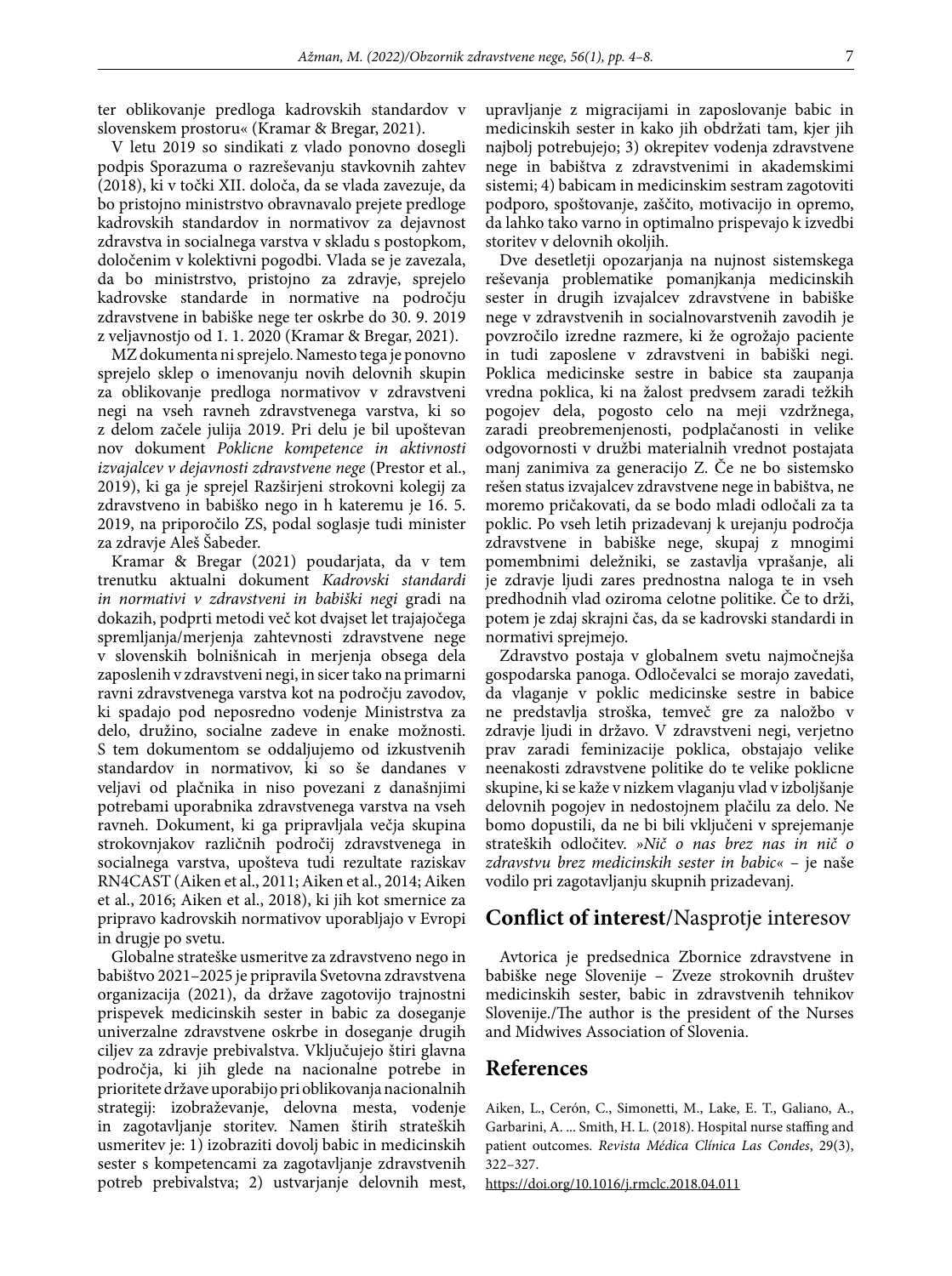ter oblikovanje predloga kadrovskih standardov v slovenskem prostoru« (Kramar & Bregar, 2021).

V letu 2019 so sindikati z vlado ponovno dosegli podpis Sporazuma o razreševanju stavkovnih zahtev (2018), ki v točki XII. določa, da se vlada zavezuje, da bo pristojno ministrstvo obravnavalo prejete predloge kadrovskih standardov in normativov za dejavnost zdravstva in socialnega varstva v skladu s postopkom, določenim v kolektivni pogodbi. Vlada se je zavezala, da bo ministrstvo, pristojno za zdravje, sprejelo kadrovske standarde in normative na področju zdravstvene in babiške nege ter oskrbe do 30. 9. 2019 z veljavnostjo od 1. 1. 2020 (Kramar & Bregar, 2021).

MZ dokumenta ni sprejelo. Namesto tega je ponovno sprejelo sklep o imenovanju novih delovnih skupin za oblikovanje predloga normativov v zdravstveni negi na vseh ravneh zdravstvenega varstva, ki so z delom začele julija 2019. Pri delu je bil upoštevan nov dokument *Poklicne kompetence in aktivnosti izvajalcev v dejavnosti zdravstvene nege* (Prestor et al., 2019), ki ga je sprejel Razširjeni strokovni kolegij za zdravstveno in babiško nego in h kateremu je 16. 5. 2019, na priporočilo ZS, podal soglasje tudi minister za zdravje Aleš Šabeder.

Kramar & Bregar (2021) poudarjata, da v tem trenutku aktualni dokument *Kadrovski standardi in normativi v zdravstveni in babiški negi* gradi na dokazih, podprti metodi več kot dvajset let trajajočega spremljanja/merjenja zahtevnosti zdravstvene nege v slovenskih bolnišnicah in merjenja obsega dela zaposlenih v zdravstveni negi, in sicer tako na primarni ravni zdravstvenega varstva kot na področju zavodov, ki spadajo pod neposredno vodenje Ministrstva za delo, družino, socialne zadeve in enake možnosti. S tem dokumentom se oddaljujemo od izkustvenih standardov in normativov, ki so še dandanes v veljavi od plačnika in niso povezani z današnjimi potrebami uporabnika zdravstvenega varstva na vseh ravneh. Dokument, ki ga pripravljala večja skupina strokovnjakov različnih področij zdravstvenega in socialnega varstva, upošteva tudi rezultate raziskav RN4CAST (Aiken et al., 2011; Aiken et al., 2014; Aiken et al., 2016; Aiken et al., 2018), ki jih kot smernice za pripravo kadrovskih normativov uporabljajo v Evropi in drugje po svetu.

Globalne strateške usmeritve za zdravstveno nego in babištvo 2021–2025 je pripravila Svetovna zdravstvena organizacija (2021), da države zagotovijo trajnostni prispevek medicinskih sester in babic za doseganje univerzalne zdravstvene oskrbe in doseganje drugih ciljev za zdravje prebivalstva. Vključujejo štiri glavna področja, ki jih glede na nacionalne potrebe in prioritete države uporabijo pri oblikovanju nacionalnih strategij: izobraževanje, delovna mesta, vodenje in zagotavljanje storitev. Namen štirih strateških usmeritev je: 1) izobraziti dovolj babic in medicinskih sester s kompetencami za zagotavljanje zdravstvenih potreb prebivalstva; 2) ustvarjanje delovnih mest, upravljanje z migracijami in zaposlovanje babic in medicinskih sester in kako jih obdržati tam, kjer jih najbolj potrebujejo; 3) okrepitev vodenja zdravstvene nege in babištva z zdravstvenimi in akademskimi sistemi; 4) babicam in medicinskim sestram zagotoviti podporo, spoštovanje, zaščito, motivacijo in opremo, da lahko tako varno in optimalno prispevajo k izvedbi storitev v delovnih okoljih.

Dve desetletji opozarjanja na nujnost sistemskega reševanja problematike pomanjkanja medicinskih sester in drugih izvajalcev zdravstvene in babiške nege v zdravstvenih in socialnovarstvenih zavodih je povzročilo izredne razmere, ki že ogrožajo paciente in tudi zaposlene v zdravstveni in babiški negi. Poklica medicinske sestre in babice sta zaupanja vredna poklica, ki na žalost predvsem zaradi težkih pogojev dela, pogosto celo na meji vzdržnega, zaradi preobremenjenosti, podplačanosti in velike odgovornosti v družbi materialnih vrednot postajata manj zanimiva za generacijo Z. Če ne bo sistemsko rešen status izvajalcev zdravstvene nege in babištva, ne moremo pričakovati, da se bodo mladi odločali za ta poklic. Po vseh letih prizadevanj k urejanju področja zdravstvene in babiške nege, skupaj z mnogimi pomembnimi deležniki, se zastavlja vprašanje, ali je zdravje ljudi zares prednostna naloga te in vseh predhodnih vlad oziroma celotne politike. Če to drži, potem je zdaj skrajni čas, da se kadrovski standardi in normativi sprejmejo.

Zdravstvo postaja v globalnem svetu najmočnejša gospodarska panoga. Odločevalci se morajo zavedati, da vlaganje v poklic medicinske sestre in babice ne predstavlja stroška, temveč gre za naložbo v zdravje ljudi in državo. V zdravstveni negi, verjetno prav zaradi feminizacije poklica, obstajajo velike neenakosti zdravstvene politike do te velike poklicne skupine, ki se kaže v nizkem vlaganju vlad v izboljšanje delovnih pogojev in nedostojnem plačilu za delo. Ne bomo dopustili, da ne bi bili vključeni v sprejemanje strateških odločitev. *»Nič o nas brez nas in nič o zdravstvu brez medicinskih sester in babic«* – je naše vodilo pri zagotavljanju skupnih prizadevanj.

## **Conflict of interest**/Nasprotje interesov

Avtorica je predsednica Zbornice zdravstvene in babiške nege Slovenije – Zveze strokovnih društev medicinskih sester, babic in zdravstvenih tehnikov Slovenije./The author is the president of the Nurses and Midwives Association of Slovenia.

## References

Aiken, L., Cerón, C., Simonetti, M., Lake, E. T., Galiano, A., Garbarini, A. ... Smith, H. L. (2018). Hospital nurse staffing and patient outcomes. *Revista Médica Clínica Las Condes*, 29(3), 322–327.
https://doi.org/10.1016/j.rmclc.2018.04.011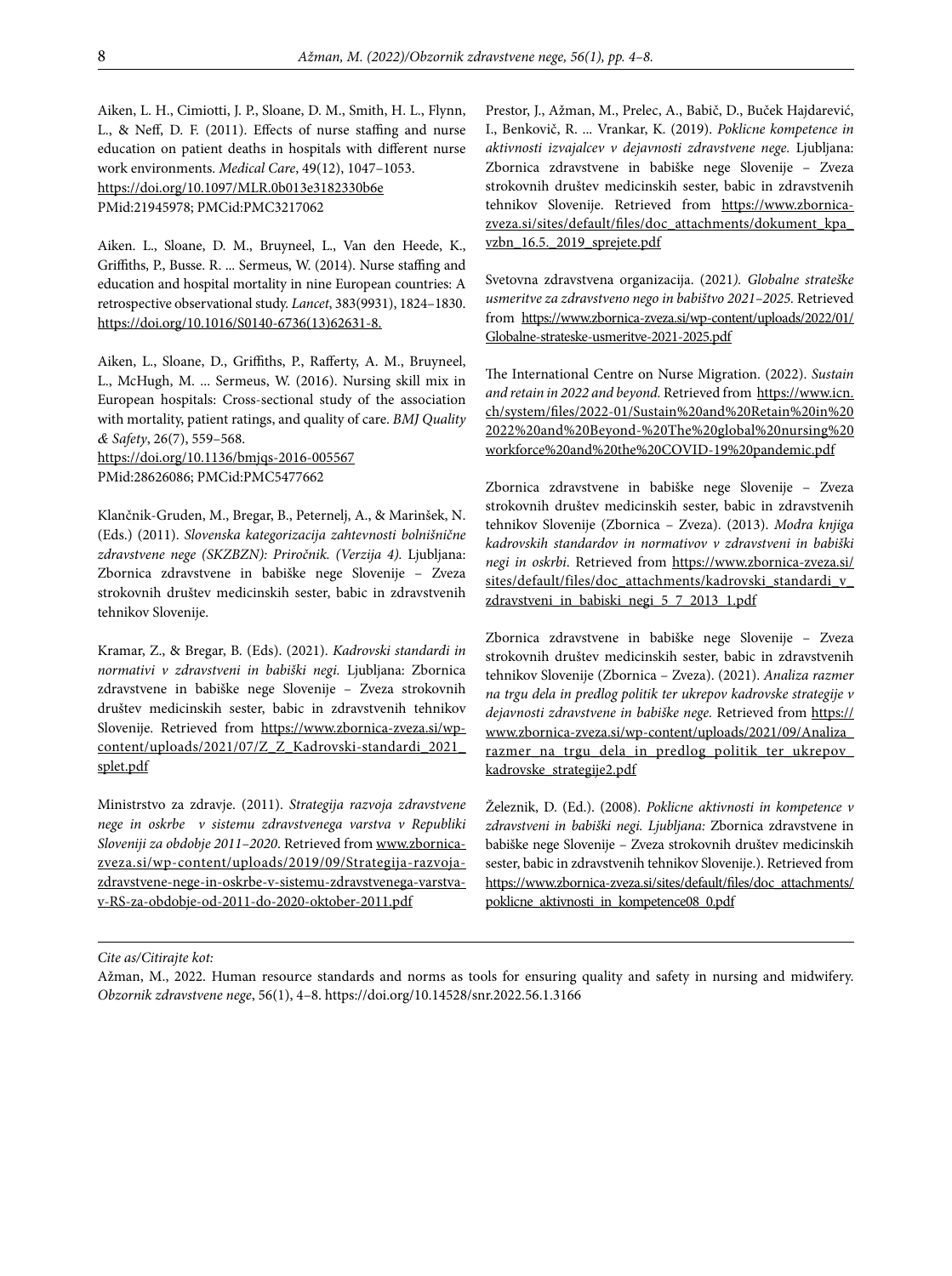Aiken, L. H., Cimiotti, J. P., Sloane, D. M., Smith, H. L., Flynn, L., & Neff, D. F. (2011). Effects of nurse staffing and nurse education on patient deaths in hospitals with different nurse work environments. *Medical Care*, 49(12), 1047–1053. https://doi.org/10.1097/MLR.0b013e3182330b6e PMid:21945978; PMCid:PMC3217062

Aiken. L., Sloane, D. M., Bruyneel, L., Van den Heede, K., Griffiths, P., Busse. R. ... Sermeus, W. (2014). Nurse staffing and education and hospital mortality in nine European countries: A retrospective observational study. *Lancet*, 383(9931), 1824–1830. https://doi.org/10.1016/S0140-6736(13)62631-8.

Aiken, L., Sloane, D., Griffiths, P., Rafferty, A. M., Bruyneel, L., McHugh, M. ... Sermeus, W. (2016). Nursing skill mix in European hospitals: Cross-sectional study of the association with mortality, patient ratings, and quality of care. *BMJ Quality & Safety*, 26(7), 559–568. https://doi.org/10.1136/bmjqs-2016-005567 PMid:28626086; PMCid:PMC5477662

Klančnik-Gruđen, M., Bregar, B., Peternelj, A., & Marinšek, N. (Eds.) (2011). *Slovenska kategorizacija zahtevnosti bolnišnične zdravstvene nege (SKZBZN): Priročnik. (Verzija 4).* Ljubljana: Zbornica zdravstvene in babiške nege Slovenije – Zveza strokovnih društev medicinskih sester, babic in zdravstvenih tehnikov Slovenije.

Kramar, Z., & Bregar, B. (Eds). (2021). *Kadrovski standardi in normativi v zdravstveni in babiški negi.* Ljubljana: Zbornica zdravstvene in babiške nege Slovenije – Zveza strokovnih društev medicinskih sester, babic in zdravstvenih tehnikov Slovenije. Retrieved from https://www.zbornica-zveza.si/wp-content/uploads/2021/07/Z_Z_Kadrovski-standardi_2021_splet.pdf

Ministrstvo za zdravje. (2011). *Strategija razvoja zdravstvene nege in oskrbe v sistemu zdravstvenega varstva v Republiki Sloveniji za obdobje 2011–2020*. Retrieved from www.zbornica-zveza.si/wp-content/uploads/2019/09/Strategija-razvoja-zdravstvene-nege-in-oskrbe-v-sistemu-zdravstvenega-varstva-v-RS-za-obdobje-od-2011-do-2020-oktober-2011.pdf

Prestor, J., Ažman, M., Prelec, A., Babič, D., Buček Hajdarević, I., Benkovič, R. ... Vrankar, K. (2019). *Poklicne kompetence in aktivnosti izvajalcev v dejavnosti zdravstvene nege.* Ljubljana: Zbornica zdravstvene in babiške nege Slovenije – Zveza strokovnih društev medicinskih sester, babic in zdravstvenih tehnikov Slovenije. Retrieved from https://www.zbornica-zveza.si/sites/default/files/doc_attachments/dokument_kpa_vzbn_16.5._2019_sprejete.pdf

Svetovna zdravstvena organizacija. (2021*). Globalne strateške usmeritve za zdravstveno nego in babištvo 2021–2025.* Retrieved from https://www.zbornica-zveza.si/wp-content/uploads/2022/01/Globalne-strateske-usmeritve-2021-2025.pdf

The International Centre on Nurse Migration. (2022). *Sustain and retain in 2022 and beyond.* Retrieved from https://www.icn.ch/system/files/2022-01/Sustain%20and%20Retain%20in%202022%20and%20Beyond-%20The%20global%20nursing%20workforce%20and%20the%20COVID-19%20pandemic.pdf

Zbornica zdravstvene in babiške nege Slovenije – Zveza strokovnih društev medicinskih sester, babic in zdravstvenih tehnikov Slovenije (Zbornica – Zveza). (2013). *Modra knjiga kadrovskih standardov in normativov v zdravstveni in babiški negi in oskrbi*. Retrieved from https://www.zbornica-zveza.si/sites/default/files/doc_attachments/kadrovski_standardi_v_zdravstveni_in_babiski_negi_5_7_2013_1.pdf

Zbornica zdravstvene in babiške nege Slovenije – Zveza strokovnih društev medicinskih sester, babic in zdravstvenih tehnikov Slovenije (Zbornica – Zveza). (2021). *Analiza razmer na trgu dela in predlog politik ter ukrepov kadrovske strategije v dejavnosti zdravstvene in babiške nege.* Retrieved from https://www.zbornica-zveza.si/wp-content/uploads/2021/09/Analiza_razmer_na_trgu_dela_in_predlog_politik_ter_ukrepov_kadrovske_strategije2.pdf

Železnik, D. (Ed.). (2008). *Poklicne aktivnosti in kompetence v zdravstveni in babiški negi. Ljubljana:* Zbornica zdravstvene in babiške nege Slovenije – Zveza strokovnih društev medicinskih sester, babic in zdravstvenih tehnikov Slovenije.). Retrieved from https://www.zbornica-zveza.si/sites/default/files/doc_attachments/poklicne_aktivnosti_in_kompetence08_0.pdf

---

*Cite as/Citirajte kot:*

Ažman, M., 2022. Human resource standards and norms as tools for ensuring quality and safety in nursing and midwifery. *Obzornik zdravstvene nege*, 56(1), 4–8. https://doi.org/10.14528/snr.2022.56.1.3166